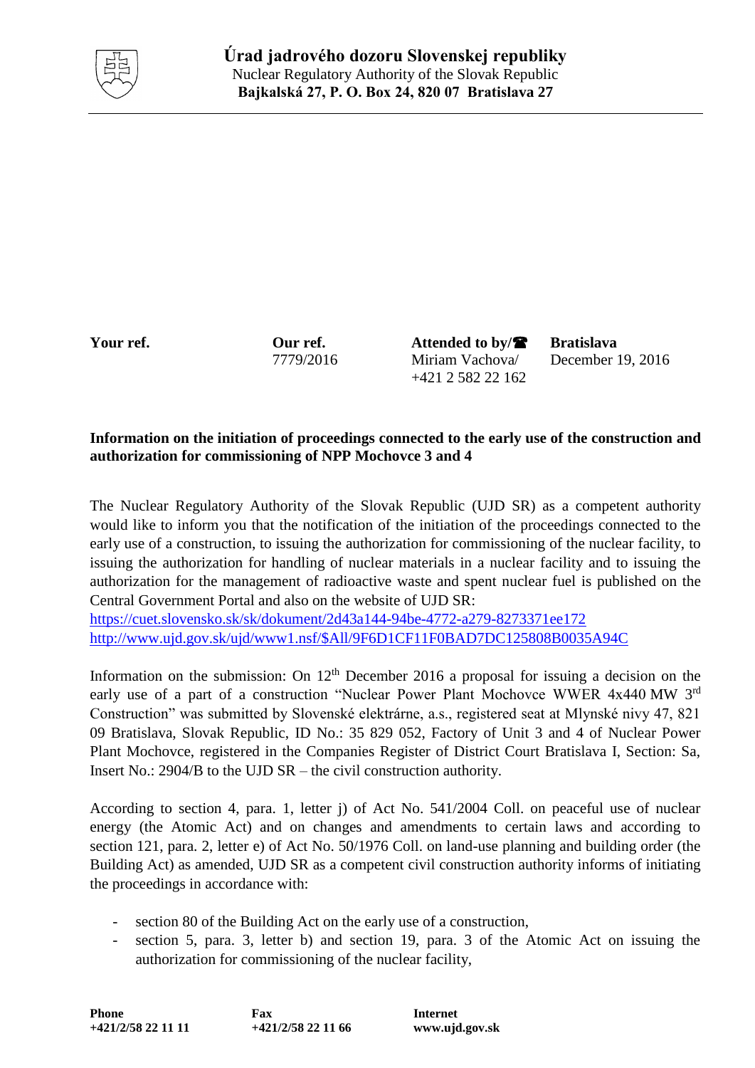# Úrad jadrového dozoru Slovenskej republiky

Nuclear Regulatory Authority of the Slovak Republic
**Bajkalská 27, P. O. Box 24, 820 07 Bratislava 27**

| **Your ref.** | **Our ref.** | **Attended to by/☎** | **Bratislava** |
|---|---|---|---|
| | 7779/2016 | Miriam Vachova/ +421 2 582 22 162 | December 19, 2016 |

**Information on the initiation of proceedings connected to the early use of the construction and authorization for commissioning of NPP Mochovce 3 and 4**

The Nuclear Regulatory Authority of the Slovak Republic (UJD SR) as a competent authority would like to inform you that the notification of the initiation of the proceedings connected to the early use of a construction, to issuing the authorization for commissioning of the nuclear facility, to issuing the authorization for handling of nuclear materials in a nuclear facility and to issuing the authorization for the management of radioactive waste and spent nuclear fuel is published on the Central Government Portal and also on the website of UJD SR:
https://cuet.slovensko.sk/sk/dokument/2d43a144-94be-4772-a279-8273371ee172
http://www.ujd.gov.sk/ujd/www1.nsf/$All/9F6D1CF11F0BAD7DC125808B0035A94C

Information on the submission: On 12th December 2016 a proposal for issuing a decision on the early use of a part of a construction "Nuclear Power Plant Mochovce WWER 4x440 MW 3rd Construction" was submitted by Slovenské elektrárne, a.s., registered seat at Mlynské nivy 47, 821 09 Bratislava, Slovak Republic, ID No.: 35 829 052, Factory of Unit 3 and 4 of Nuclear Power Plant Mochovce, registered in the Companies Register of District Court Bratislava I, Section: Sa, Insert No.: 2904/B to the UJD SR – the civil construction authority.

According to section 4, para. 1, letter j) of Act No. 541/2004 Coll. on peaceful use of nuclear energy (the Atomic Act) and on changes and amendments to certain laws and according to section 121, para. 2, letter e) of Act No. 50/1976 Coll. on land-use planning and building order (the Building Act) as amended, UJD SR as a competent civil construction authority informs of initiating the proceedings in accordance with:

- section 80 of the Building Act on the early use of a construction,
- section 5, para. 3, letter b) and section 19, para. 3 of the Atomic Act on issuing the authorization for commissioning of the nuclear facility,

**Phone** +421/2/58 22 11 11 **Fax** +421/2/58 22 11 66 **Internet** www.ujd.gov.sk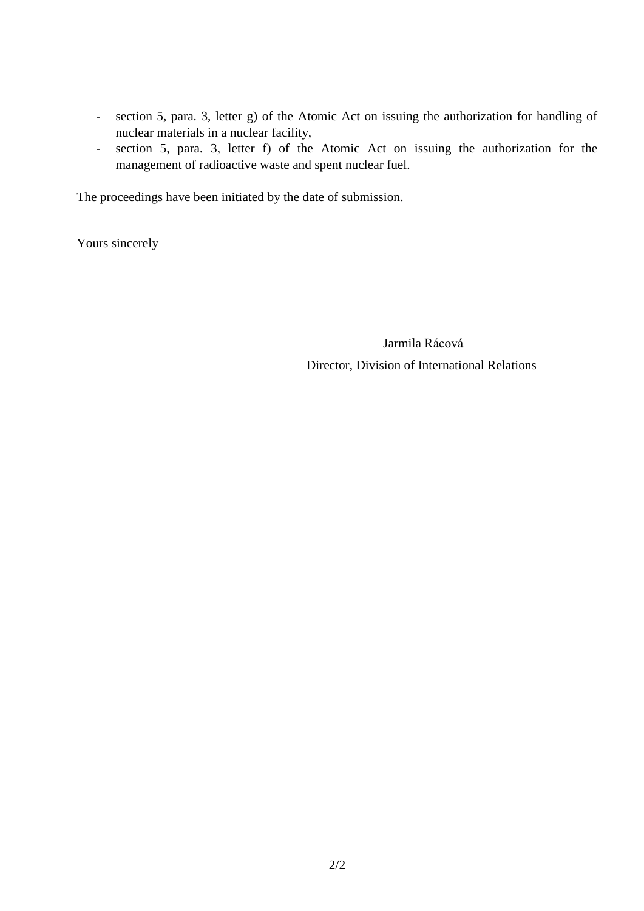- section 5, para. 3, letter g) of the Atomic Act on issuing the authorization for handling of nuclear materials in a nuclear facility,
- section 5, para. 3, letter f) of the Atomic Act on issuing the authorization for the management of radioactive waste and spent nuclear fuel.

The proceedings have been initiated by the date of submission.

Yours sincerely

Jarmila Rácová

Director, Division of International Relations